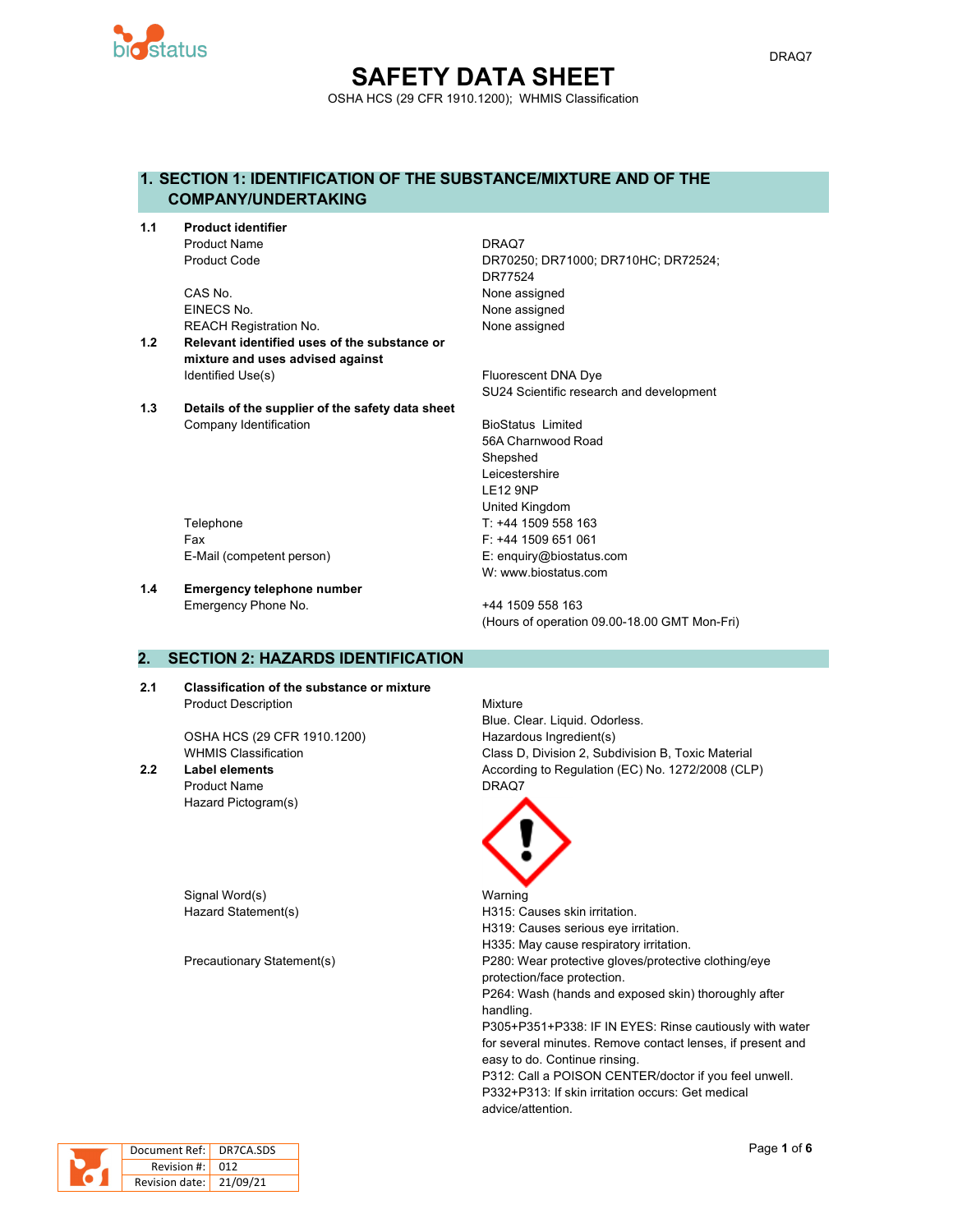DRAQ7

# SAFETY DATA SHEET

OSHA HCS (29 CFR 1910.1200); WHMIS Classification

## 1. SECTION 1: IDENTIFICATION OF THE SUBSTANCE/MIXTURE AND OF THE COMPANY/UNDERTAKING

**1.1 Product identifier**

| | |
|---|---|
| Product Name | DRAQ7 |
| Product Code | DR70250; DR71000; DR710HC; DR72524; DR77524 |
| CAS No. | None assigned |
| EINECS No. | None assigned |
| REACH Registration No. | None assigned |

**1.2 Relevant identified uses of the substance or mixture and uses advised against**

| | |
|---|---|
| Identified Use(s) | Fluorescent DNA Dye<br>SU24 Scientific research and development |

**1.3 Details of the supplier of the safety data sheet**

| | |
|---|---|
| Company Identification | BioStatus Limited<br>56A Charnwood Road<br>Shepshed<br>Leicestershire<br>LE12 9NP<br>United Kingdom |
| Telephone | T: +44 1509 558 163 |
| Fax | F: +44 1509 651 061 |
| E-Mail (competent person) | E: enquiry@biostatus.com<br>W: www.biostatus.com |

**1.4 Emergency telephone number**

| | |
|---|---|
| Emergency Phone No. | +44 1509 558 163<br>(Hours of operation 09.00-18.00 GMT Mon-Fri) |

## 2. SECTION 2: HAZARDS IDENTIFICATION

**2.1 Classification of the substance or mixture**

| | |
|---|---|
| Product Description | Mixture<br>Blue. Clear. Liquid. Odorless. |
| OSHA HCS (29 CFR 1910.1200) | Hazardous Ingredient(s) |
| WHMIS Classification | Class D, Division 2, Subdivision B, Toxic Material |

**2.2 Label elements**

According to Regulation (EC) No. 1272/2008 (CLP)

| | |
|---|---|
| Product Name | DRAQ7 |
| Hazard Pictogram(s) | |
| Signal Word(s) | Warning |
| Hazard Statement(s) | H315: Causes skin irritation.<br>H319: Causes serious eye irritation.<br>H335: May cause respiratory irritation. |
| Precautionary Statement(s) | P280: Wear protective gloves/protective clothing/eye protection/face protection.<br>P264: Wash (hands and exposed skin) thoroughly after handling.<br>P305+P351+P338: IF IN EYES: Rinse cautiously with water for several minutes. Remove contact lenses, if present and easy to do. Continue rinsing.<br>P312: Call a POISON CENTER/doctor if you feel unwell.<br>P332+P313: If skin irritation occurs: Get medical advice/attention. |

| Document Ref: | DR7CA.SDS |
|---|---|
| Revision #: | 012 |
| Revision date: | 21/09/21 |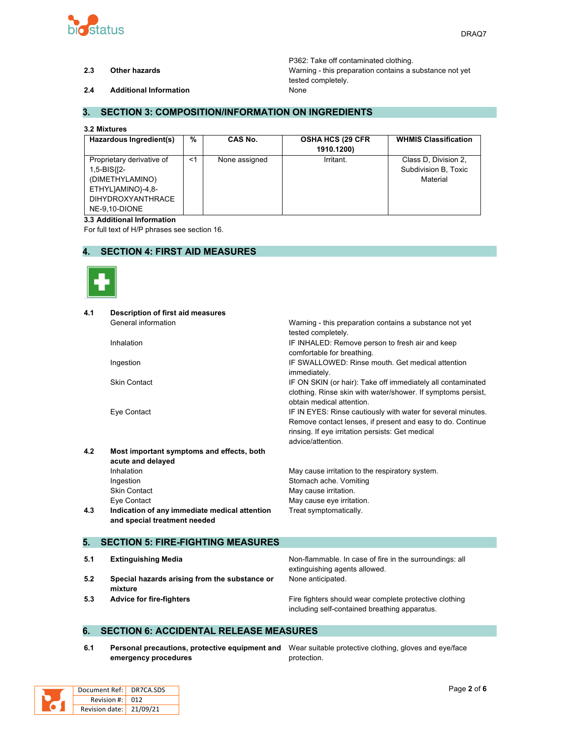P362: Take off contaminated clothing.

**2.3 Other hazards** — Warning - this preparation contains a substance not yet tested completely.

**2.4 Additional Information** — None

## 3. SECTION 3: COMPOSITION/INFORMATION ON INGREDIENTS

**3.2 Mixtures**

| Hazardous Ingredient(s) | % | CAS No. | OSHA HCS (29 CFR 1910.1200) | WHMIS Classification |
|---|---|---|---|---|
| Proprietary derivative of 1,5-BIS{[2-(DIMETHYLAMINO) ETHYL]AMINO}-4,8-DIHYDROXYANTHRACENE-9,10-DIONE | <1 | None assigned | Irritant. | Class D, Division 2, Subdivision B, Toxic Material |

**3.3 Additional Information**

For full text of H/P phrases see section 16.

## 4. SECTION 4: FIRST AID MEASURES

**4.1 Description of first aid measures**

- General information: Warning - this preparation contains a substance not yet tested completely.
- Inhalation: IF INHALED: Remove person to fresh air and keep comfortable for breathing.
- Ingestion: IF SWALLOWED: Rinse mouth. Get medical attention immediately.
- Skin Contact: IF ON SKIN (or hair): Take off immediately all contaminated clothing. Rinse skin with water/shower. If symptoms persist, obtain medical attention.
- Eye Contact: IF IN EYES: Rinse cautiously with water for several minutes. Remove contact lenses, if present and easy to do. Continue rinsing. If eye irritation persists: Get medical advice/attention.

**4.2 Most important symptoms and effects, both acute and delayed**

- Inhalation: May cause irritation to the respiratory system.
- Ingestion: Stomach ache. Vomiting
- Skin Contact: May cause irritation.
- Eye Contact: May cause eye irritation.

**4.3 Indication of any immediate medical attention and special treatment needed** — Treat symptomatically.

## 5. SECTION 5: FIRE-FIGHTING MEASURES

**5.1 Extinguishing Media** — Non-flammable. In case of fire in the surroundings: all extinguishing agents allowed.

**5.2 Special hazards arising from the substance or mixture** — None anticipated.

**5.3 Advice for fire-fighters** — Fire fighters should wear complete protective clothing including self-contained breathing apparatus.

## 6. SECTION 6: ACCIDENTAL RELEASE MEASURES

**6.1 Personal precautions, protective equipment and emergency procedures** — Wear suitable protective clothing, gloves and eye/face protection.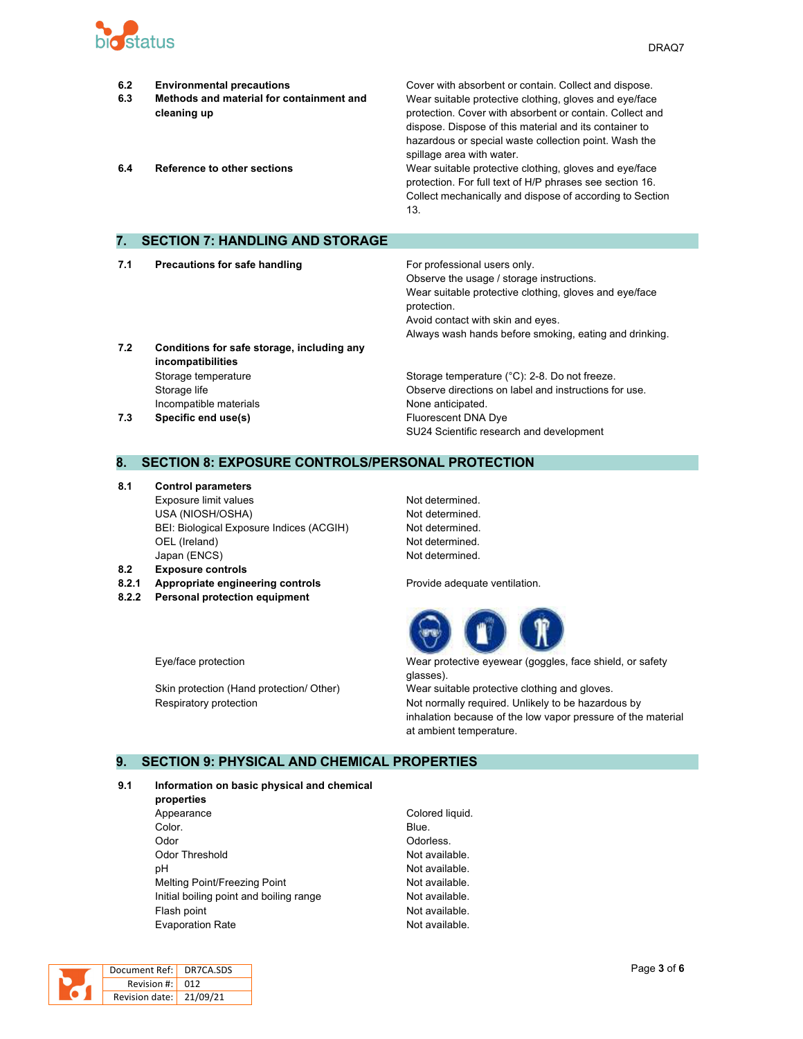| | | |
|---|---|---|
| **6.2** | **Environmental precautions** | Cover with absorbent or contain. Collect and dispose. |
| **6.3** | **Methods and material for containment and cleaning up** | Wear suitable protective clothing, gloves and eye/face protection. Cover with absorbent or contain. Collect and dispose. Dispose of this material and its container to hazardous or special waste collection point. Wash the spillage area with water. |
| **6.4** | **Reference to other sections** | Wear suitable protective clothing, gloves and eye/face protection. For full text of H/P phrases see section 16. Collect mechanically and dispose of according to Section 13. |

## 7. SECTION 7: HANDLING AND STORAGE

| | | |
|---|---|---|
| **7.1** | **Precautions for safe handling** | For professional users only.<br>Observe the usage / storage instructions.<br>Wear suitable protective clothing, gloves and eye/face protection.<br>Avoid contact with skin and eyes.<br>Always wash hands before smoking, eating and drinking. |
| **7.2** | **Conditions for safe storage, including any incompatibilities** | |
| | Storage temperature | Storage temperature (°C): 2-8. Do not freeze. |
| | Storage life | Observe directions on label and instructions for use. |
| | Incompatible materials | None anticipated. |
| **7.3** | **Specific end use(s)** | Fluorescent DNA Dye<br>SU24 Scientific research and development |

## 8. SECTION 8: EXPOSURE CONTROLS/PERSONAL PROTECTION

| | | |
|---|---|---|
| **8.1** | **Control parameters** | |
| | Exposure limit values | Not determined. |
| | USA (NIOSH/OSHA) | Not determined. |
| | BEI: Biological Exposure Indices (ACGIH) | Not determined. |
| | OEL (Ireland) | Not determined. |
| | Japan (ENCS) | Not determined. |
| **8.2** | **Exposure controls** | |
| **8.2.1** | **Appropriate engineering controls** | Provide adequate ventilation. |
| **8.2.2** | **Personal protection equipment** | |
| | Eye/face protection | Wear protective eyewear (goggles, face shield, or safety glasses). |
| | Skin protection (Hand protection/ Other) | Wear suitable protective clothing and gloves. |
| | Respiratory protection | Not normally required. Unlikely to be hazardous by inhalation because of the low vapor pressure of the material at ambient temperature. |

## 9. SECTION 9: PHYSICAL AND CHEMICAL PROPERTIES

| | | |
|---|---|---|
| **9.1** | **Information on basic physical and chemical properties** | |
| | Appearance | Colored liquid. |
| | Color. | Blue. |
| | Odor | Odorless. |
| | Odor Threshold | Not available. |
| | pH | Not available. |
| | Melting Point/Freezing Point | Not available. |
| | Initial boiling point and boiling range | Not available. |
| | Flash point | Not available. |
| | Evaporation Rate | Not available. |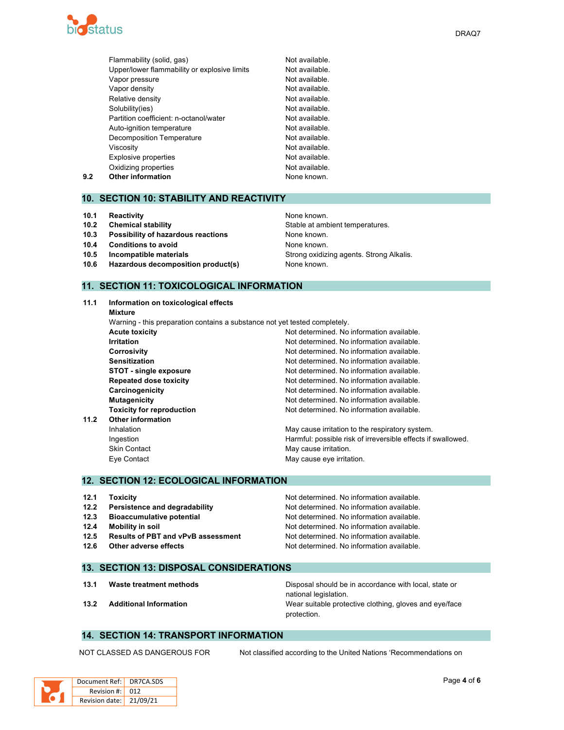| | | |
|---|---|---|
| | Flammability (solid, gas) | Not available. |
| | Upper/lower flammability or explosive limits | Not available. |
| | Vapor pressure | Not available. |
| | Vapor density | Not available. |
| | Relative density | Not available. |
| | Solubility(ies) | Not available. |
| | Partition coefficient: n-octanol/water | Not available. |
| | Auto-ignition temperature | Not available. |
| | Decomposition Temperature | Not available. |
| | Viscosity | Not available. |
| | Explosive properties | Not available. |
| | Oxidizing properties | Not available. |
| **9.2** | **Other information** | None known. |

## 10. SECTION 10: STABILITY AND REACTIVITY

| | | |
|---|---|---|
| **10.1** | **Reactivity** | None known. |
| **10.2** | **Chemical stability** | Stable at ambient temperatures. |
| **10.3** | **Possibility of hazardous reactions** | None known. |
| **10.4** | **Conditions to avoid** | None known. |
| **10.5** | **Incompatible materials** | Strong oxidizing agents. Strong Alkalis. |
| **10.6** | **Hazardous decomposition product(s)** | None known. |

## 11. SECTION 11: TOXICOLOGICAL INFORMATION

**11.1 Information on toxicological effects**

**Mixture**

Warning - this preparation contains a substance not yet tested completely.

| | |
|---|---|
| **Acute toxicity** | Not determined. No information available. |
| **Irritation** | Not determined. No information available. |
| **Corrosivity** | Not determined. No information available. |
| **Sensitization** | Not determined. No information available. |
| **STOT - single exposure** | Not determined. No information available. |
| **Repeated dose toxicity** | Not determined. No information available. |
| **Carcinogenicity** | Not determined. No information available. |
| **Mutagenicity** | Not determined. No information available. |
| **Toxicity for reproduction** | Not determined. No information available. |

**11.2 Other information**

| | |
|---|---|
| Inhalation | May cause irritation to the respiratory system. |
| Ingestion | Harmful: possible risk of irreversible effects if swallowed. |
| Skin Contact | May cause irritation. |
| Eye Contact | May cause eye irritation. |

## 12. SECTION 12: ECOLOGICAL INFORMATION

| | | |
|---|---|---|
| **12.1** | **Toxicity** | Not determined. No information available. |
| **12.2** | **Persistence and degradability** | Not determined. No information available. |
| **12.3** | **Bioaccumulative potential** | Not determined. No information available. |
| **12.4** | **Mobility in soil** | Not determined. No information available. |
| **12.5** | **Results of PBT and vPvB assessment** | Not determined. No information available. |
| **12.6** | **Other adverse effects** | Not determined. No information available. |

## 13. SECTION 13: DISPOSAL CONSIDERATIONS

| | | |
|---|---|---|
| **13.1** | **Waste treatment methods** | Disposal should be in accordance with local, state or national legislation. |
| **13.2** | **Additional Information** | Wear suitable protective clothing, gloves and eye/face protection. |

## 14. SECTION 14: TRANSPORT INFORMATION

| | |
|---|---|
| NOT CLASSED AS DANGEROUS FOR | Not classified according to the United Nations 'Recommendations on |

| | |
|---|---|
| Document Ref: | DR7CA.SDS |
| Revision #: | 012 |
| Revision date: | 21/09/21 |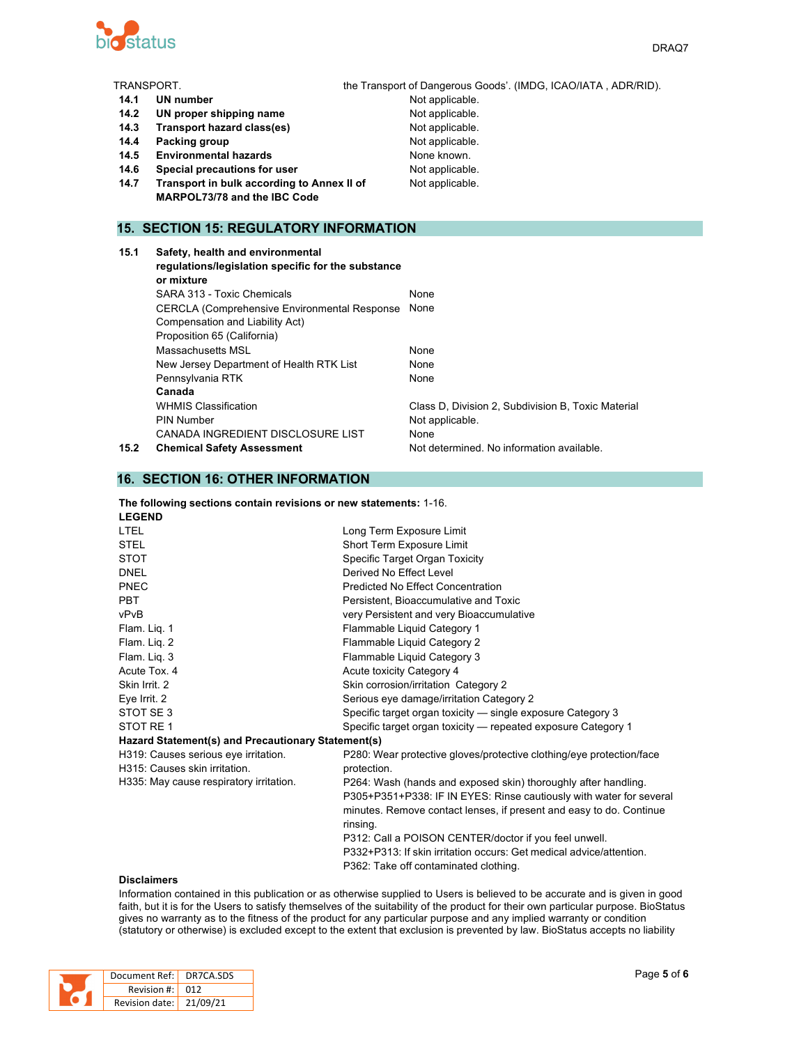| TRANSPORT. | | the Transport of Dangerous Goods'. (IMDG, ICAO/IATA , ADR/RID). |
|---|---|---|
| **14.1** | **UN number** | Not applicable. |
| **14.2** | **UN proper shipping name** | Not applicable. |
| **14.3** | **Transport hazard class(es)** | Not applicable. |
| **14.4** | **Packing group** | Not applicable. |
| **14.5** | **Environmental hazards** | None known. |
| **14.6** | **Special precautions for user** | Not applicable. |
| **14.7** | **Transport in bulk according to Annex II of MARPOL73/78 and the IBC Code** | Not applicable. |

## 15. SECTION 15: REGULATORY INFORMATION

| | | |
|---|---|---|
| **15.1** | **Safety, health and environmental regulations/legislation specific for the substance or mixture** | |
| | SARA 313 - Toxic Chemicals | None |
| | CERCLA (Comprehensive Environmental Response Compensation and Liability Act) | None |
| | Proposition 65 (California) | |
| | Massachusetts MSL | None |
| | New Jersey Department of Health RTK List | None |
| | Pennsylvania RTK | None |
| | **Canada** | |
| | WHMIS Classification | Class D, Division 2, Subdivision B, Toxic Material |
| | PIN Number | Not applicable. |
| | CANADA INGREDIENT DISCLOSURE LIST | None |
| **15.2** | **Chemical Safety Assessment** | Not determined. No information available. |

## 16. SECTION 16: OTHER INFORMATION

**The following sections contain revisions or new statements:** 1-16.

**LEGEND**

| | |
|---|---|
| LTEL | Long Term Exposure Limit |
| STEL | Short Term Exposure Limit |
| STOT | Specific Target Organ Toxicity |
| DNEL | Derived No Effect Level |
| PNEC | Predicted No Effect Concentration |
| PBT | Persistent, Bioaccumulative and Toxic |
| vPvB | very Persistent and very Bioaccumulative |
| Flam. Liq. 1 | Flammable Liquid Category 1 |
| Flam. Liq. 2 | Flammable Liquid Category 2 |
| Flam. Liq. 3 | Flammable Liquid Category 3 |
| Acute Tox. 4 | Acute toxicity Category 4 |
| Skin Irrit. 2 | Skin corrosion/irritation Category 2 |
| Eye Irrit. 2 | Serious eye damage/irritation Category 2 |
| STOT SE 3 | Specific target organ toxicity — single exposure Category 3 |
| STOT RE 1 | Specific target organ toxicity — repeated exposure Category 1 |

**Hazard Statement(s) and Precautionary Statement(s)**

H319: Causes serious eye irritation.
H315: Causes skin irritation.
H335: May cause respiratory irritation.

P280: Wear protective gloves/protective clothing/eye protection/face protection.
P264: Wash (hands and exposed skin) thoroughly after handling.
P305+P351+P338: IF IN EYES: Rinse cautiously with water for several minutes. Remove contact lenses, if present and easy to do. Continue rinsing.
P312: Call a POISON CENTER/doctor if you feel unwell.
P332+P313: If skin irritation occurs: Get medical advice/attention.
P362: Take off contaminated clothing.

**Disclaimers**

Information contained in this publication or as otherwise supplied to Users is believed to be accurate and is given in good faith, but it is for the Users to satisfy themselves of the suitability of the product for their own particular purpose. BioStatus gives no warranty as to the fitness of the product for any particular purpose and any implied warranty or condition (statutory or otherwise) is excluded except to the extent that exclusion is prevented by law. BioStatus accepts no liability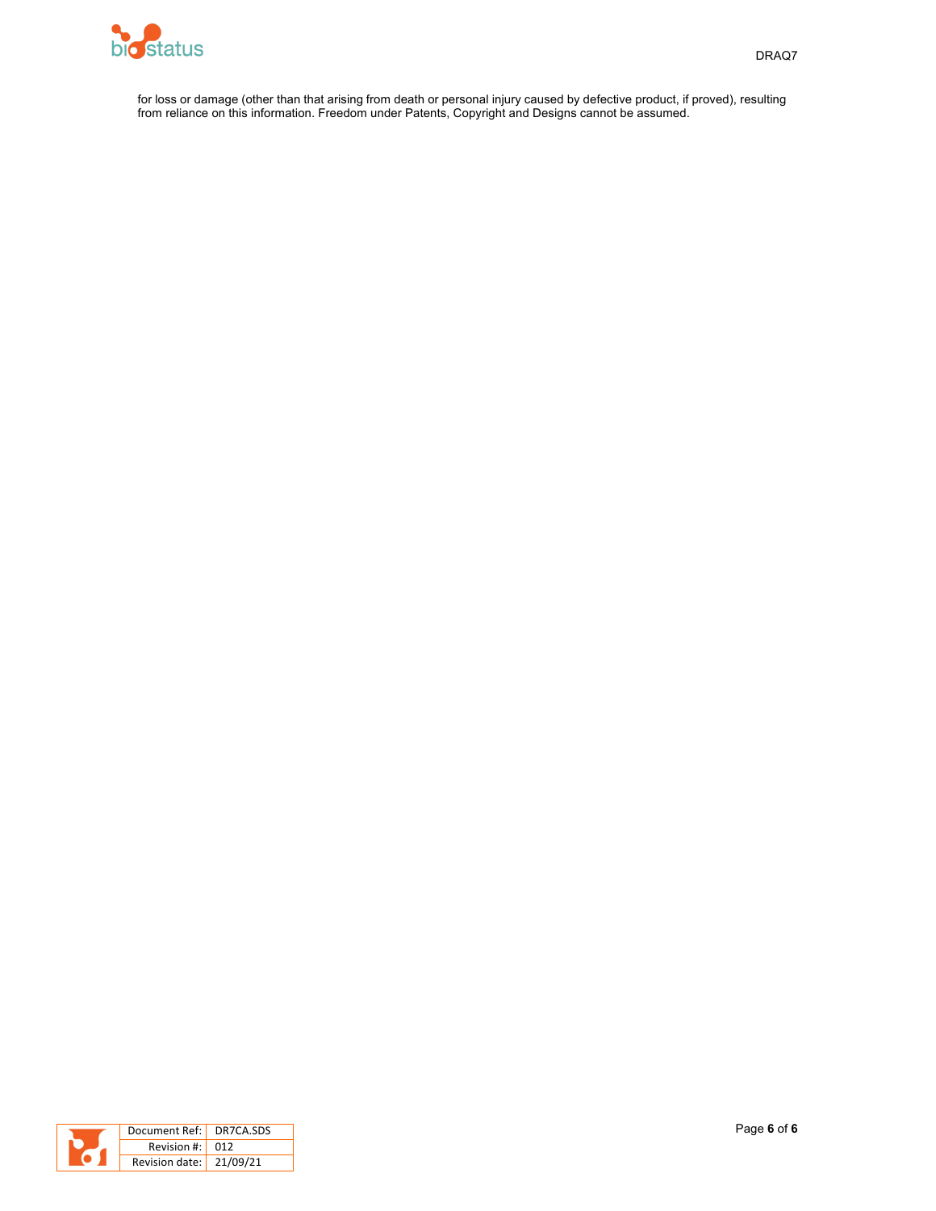for loss or damage (other than that arising from death or personal injury caused by defective product, if proved), resulting from reliance on this information. Freedom under Patents, Copyright and Designs cannot be assumed.